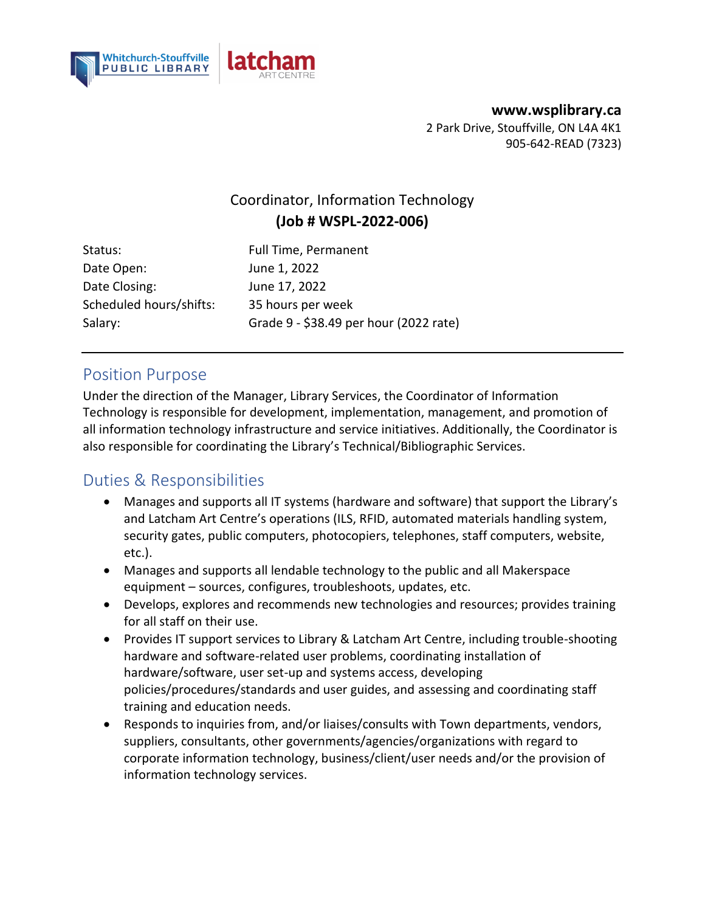Whitchurch-Stouffville PUBLIC LIBRARY | latcham ART CENTRE

**www.wsplibrary.ca**
2 Park Drive, Stouffville, ON L4A 4K1
905-642-READ (7323)

# Coordinator, Information Technology
## (Job # WSPL-2022-006)

| | |
|---|---|
| Status: | Full Time, Permanent |
| Date Open: | June 1, 2022 |
| Date Closing: | June 17, 2022 |
| Scheduled hours/shifts: | 35 hours per week |
| Salary: | Grade 9 - $38.49 per hour (2022 rate) |

---

## Position Purpose

Under the direction of the Manager, Library Services, the Coordinator of Information Technology is responsible for development, implementation, management, and promotion of all information technology infrastructure and service initiatives. Additionally, the Coordinator is also responsible for coordinating the Library's Technical/Bibliographic Services.

## Duties & Responsibilities

- Manages and supports all IT systems (hardware and software) that support the Library's and Latcham Art Centre's operations (ILS, RFID, automated materials handling system, security gates, public computers, photocopiers, telephones, staff computers, website, etc.).
- Manages and supports all lendable technology to the public and all Makerspace equipment – sources, configures, troubleshoots, updates, etc.
- Develops, explores and recommends new technologies and resources; provides training for all staff on their use.
- Provides IT support services to Library & Latcham Art Centre, including trouble-shooting hardware and software-related user problems, coordinating installation of hardware/software, user set-up and systems access, developing policies/procedures/standards and user guides, and assessing and coordinating staff training and education needs.
- Responds to inquiries from, and/or liaises/consults with Town departments, vendors, suppliers, consultants, other governments/agencies/organizations with regard to corporate information technology, business/client/user needs and/or the provision of information technology services.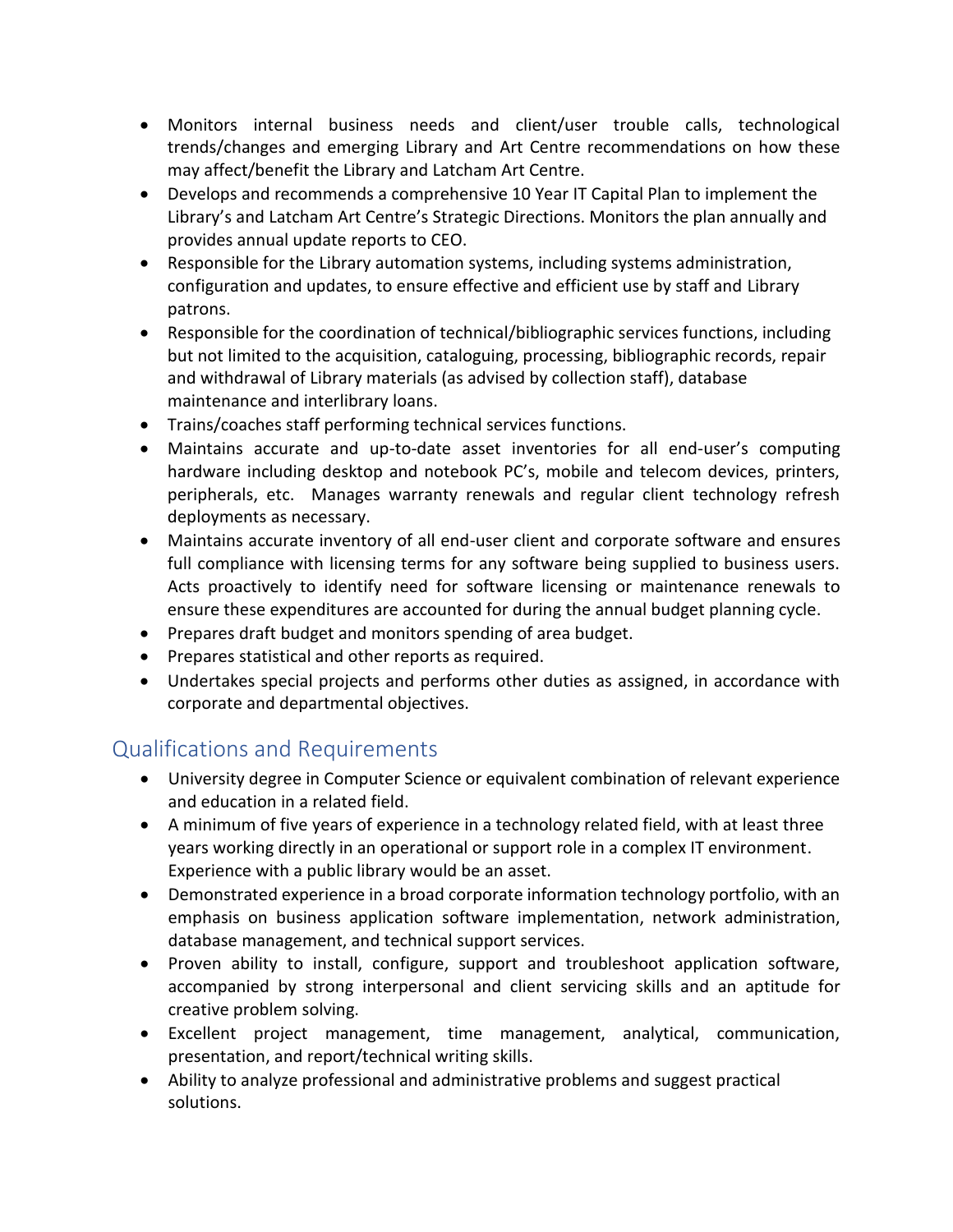- Monitors internal business needs and client/user trouble calls, technological trends/changes and emerging Library and Art Centre recommendations on how these may affect/benefit the Library and Latcham Art Centre.
- Develops and recommends a comprehensive 10 Year IT Capital Plan to implement the Library's and Latcham Art Centre's Strategic Directions. Monitors the plan annually and provides annual update reports to CEO.
- Responsible for the Library automation systems, including systems administration, configuration and updates, to ensure effective and efficient use by staff and Library patrons.
- Responsible for the coordination of technical/bibliographic services functions, including but not limited to the acquisition, cataloguing, processing, bibliographic records, repair and withdrawal of Library materials (as advised by collection staff), database maintenance and interlibrary loans.
- Trains/coaches staff performing technical services functions.
- Maintains accurate and up-to-date asset inventories for all end-user's computing hardware including desktop and notebook PC's, mobile and telecom devices, printers, peripherals, etc. Manages warranty renewals and regular client technology refresh deployments as necessary.
- Maintains accurate inventory of all end-user client and corporate software and ensures full compliance with licensing terms for any software being supplied to business users. Acts proactively to identify need for software licensing or maintenance renewals to ensure these expenditures are accounted for during the annual budget planning cycle.
- Prepares draft budget and monitors spending of area budget.
- Prepares statistical and other reports as required.
- Undertakes special projects and performs other duties as assigned, in accordance with corporate and departmental objectives.

## Qualifications and Requirements

- University degree in Computer Science or equivalent combination of relevant experience and education in a related field.
- A minimum of five years of experience in a technology related field, with at least three years working directly in an operational or support role in a complex IT environment. Experience with a public library would be an asset.
- Demonstrated experience in a broad corporate information technology portfolio, with an emphasis on business application software implementation, network administration, database management, and technical support services.
- Proven ability to install, configure, support and troubleshoot application software, accompanied by strong interpersonal and client servicing skills and an aptitude for creative problem solving.
- Excellent project management, time management, analytical, communication, presentation, and report/technical writing skills.
- Ability to analyze professional and administrative problems and suggest practical solutions.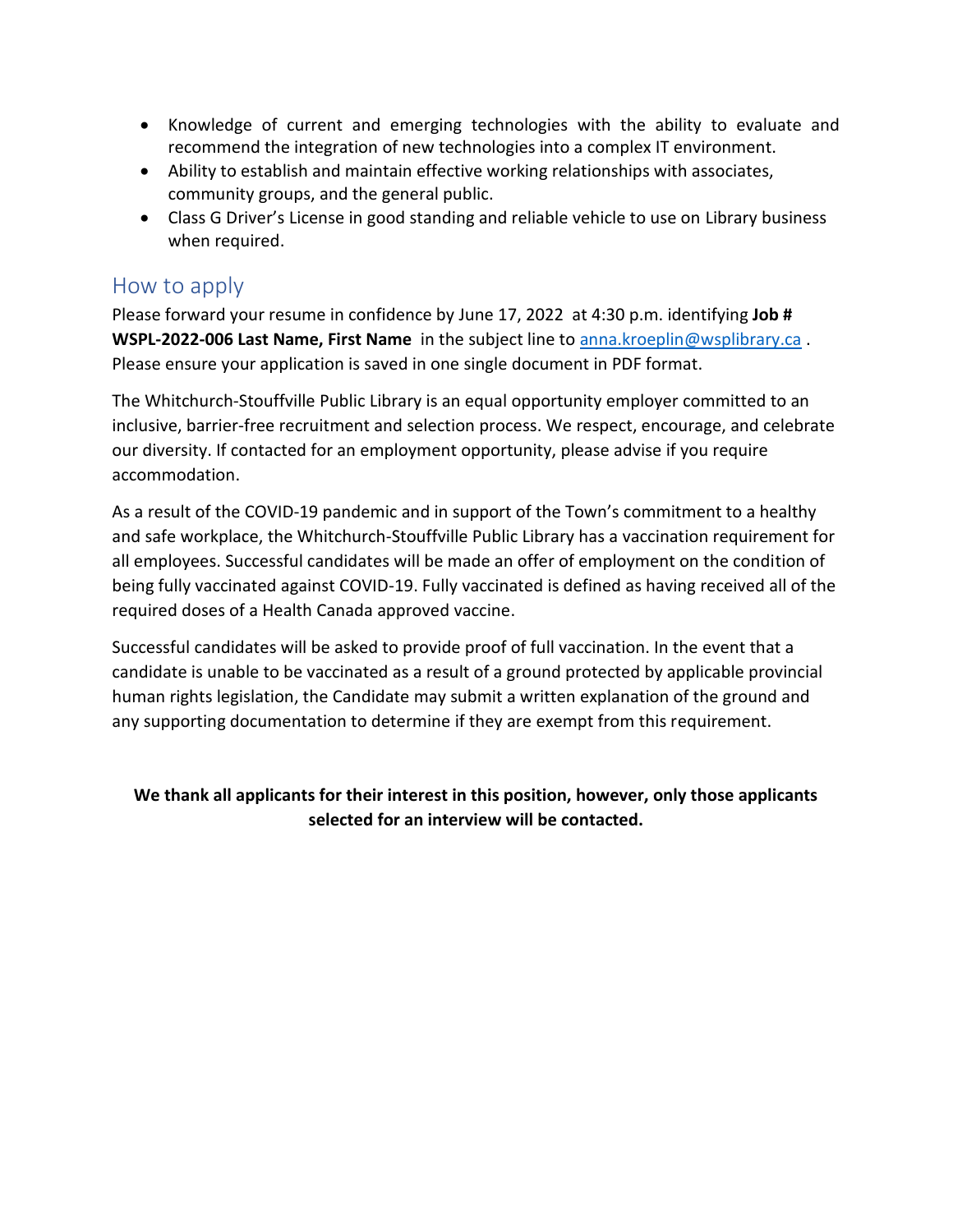- Knowledge of current and emerging technologies with the ability to evaluate and recommend the integration of new technologies into a complex IT environment.
- Ability to establish and maintain effective working relationships with associates, community groups, and the general public.
- Class G Driver's License in good standing and reliable vehicle to use on Library business when required.

## How to apply

Please forward your resume in confidence by June 17, 2022 at 4:30 p.m. identifying **Job # WSPL-2022-006 Last Name, First Name** in the subject line to anna.kroeplin@wsplibrary.ca . Please ensure your application is saved in one single document in PDF format.

The Whitchurch-Stouffville Public Library is an equal opportunity employer committed to an inclusive, barrier-free recruitment and selection process. We respect, encourage, and celebrate our diversity. If contacted for an employment opportunity, please advise if you require accommodation.

As a result of the COVID-19 pandemic and in support of the Town's commitment to a healthy and safe workplace, the Whitchurch-Stouffville Public Library has a vaccination requirement for all employees. Successful candidates will be made an offer of employment on the condition of being fully vaccinated against COVID-19. Fully vaccinated is defined as having received all of the required doses of a Health Canada approved vaccine.

Successful candidates will be asked to provide proof of full vaccination. In the event that a candidate is unable to be vaccinated as a result of a ground protected by applicable provincial human rights legislation, the Candidate may submit a written explanation of the ground and any supporting documentation to determine if they are exempt from this requirement.

**We thank all applicants for their interest in this position, however, only those applicants selected for an interview will be contacted.**